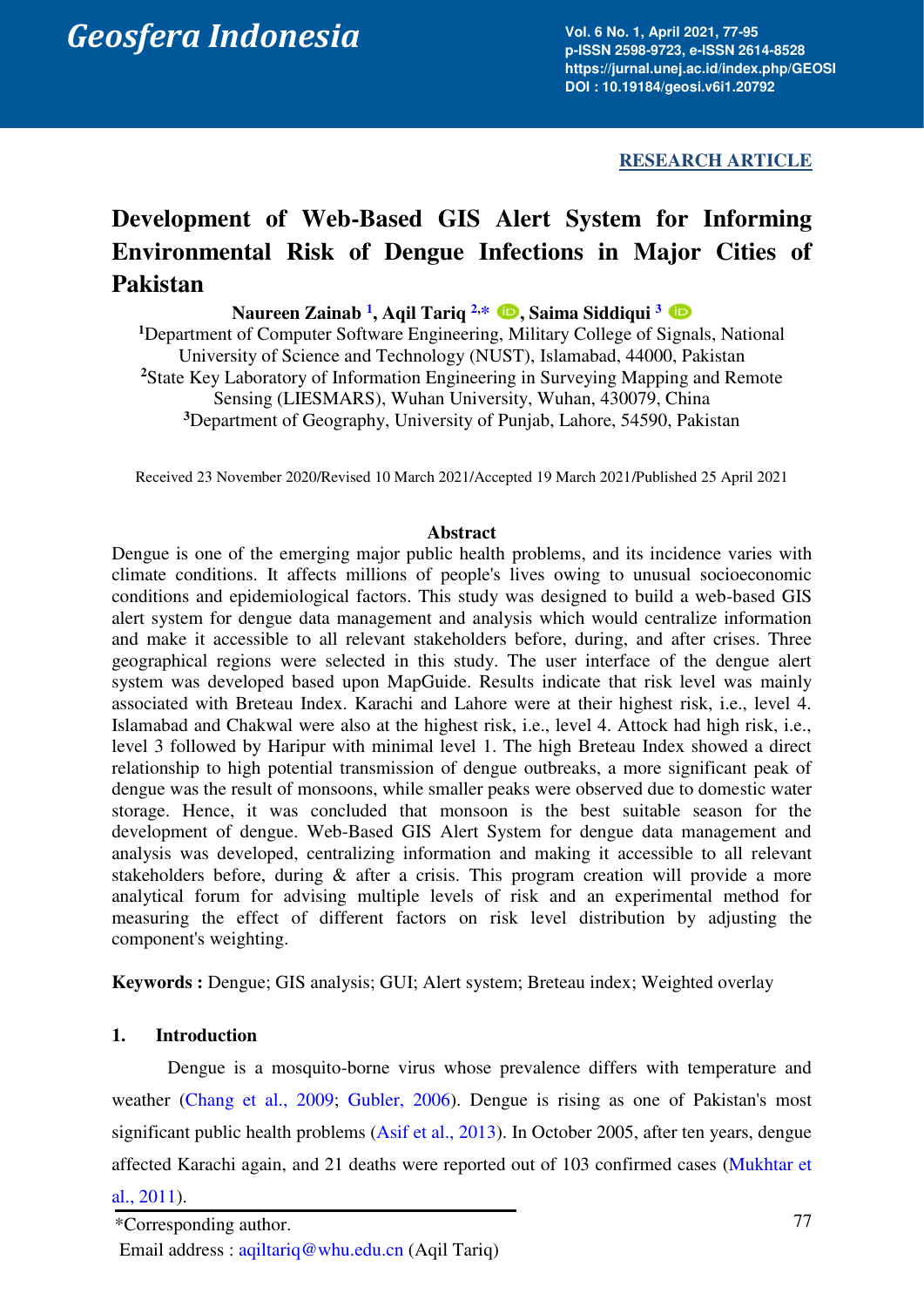RESEARCH ARTICLE

# Development of Web-Based GIS Alert System for Informing Environmental Risk of Dengue Infections in Major Cities of Pakistan

**Naureen Zainab [1], Aqil Tariq [2,*], Saima Siddiqui [3]**

[1]Department of Computer Software Engineering, Military College of Signals, National University of Science and Technology (NUST), Islamabad, 44000, Pakistan

[2]State Key Laboratory of Information Engineering in Surveying Mapping and Remote Sensing (LIESMARS), Wuhan University, Wuhan, 430079, China

[3]Department of Geography, University of Punjab, Lahore, 54590, Pakistan

Received 23 November 2020/Revised 10 March 2021/Accepted 19 March 2021/Published 25 April 2021

## Abstract

Dengue is one of the emerging major public health problems, and its incidence varies with climate conditions. It affects millions of people's lives owing to unusual socioeconomic conditions and epidemiological factors. This study was designed to build a web-based GIS alert system for dengue data management and analysis which would centralize information and make it accessible to all relevant stakeholders before, during, and after crises. Three geographical regions were selected in this study. The user interface of the dengue alert system was developed based upon MapGuide. Results indicate that risk level was mainly associated with Breteau Index. Karachi and Lahore were at their highest risk, i.e., level 4. Islamabad and Chakwal were also at the highest risk, i.e., level 4. Attock had high risk, i.e., level 3 followed by Haripur with minimal level 1. The high Breteau Index showed a direct relationship to high potential transmission of dengue outbreaks, a more significant peak of dengue was the result of monsoons, while smaller peaks were observed due to domestic water storage. Hence, it was concluded that monsoon is the best suitable season for the development of dengue. Web-Based GIS Alert System for dengue data management and analysis was developed, centralizing information and making it accessible to all relevant stakeholders before, during & after a crisis. This program creation will provide a more analytical forum for advising multiple levels of risk and an experimental method for measuring the effect of different factors on risk level distribution by adjusting the component's weighting.

**Keywords :** Dengue; GIS analysis; GUI; Alert system; Breteau index; Weighted overlay

## 1. Introduction

Dengue is a mosquito-borne virus whose prevalence differs with temperature and weather (Chang et al., 2009; Gubler, 2006). Dengue is rising as one of Pakistan's most significant public health problems (Asif et al., 2013). In October 2005, after ten years, dengue affected Karachi again, and 21 deaths were reported out of 103 confirmed cases (Mukhtar et al., 2011).

*Corresponding author.

Email address : aqiltariq@whu.edu.cn (Aqil Tariq)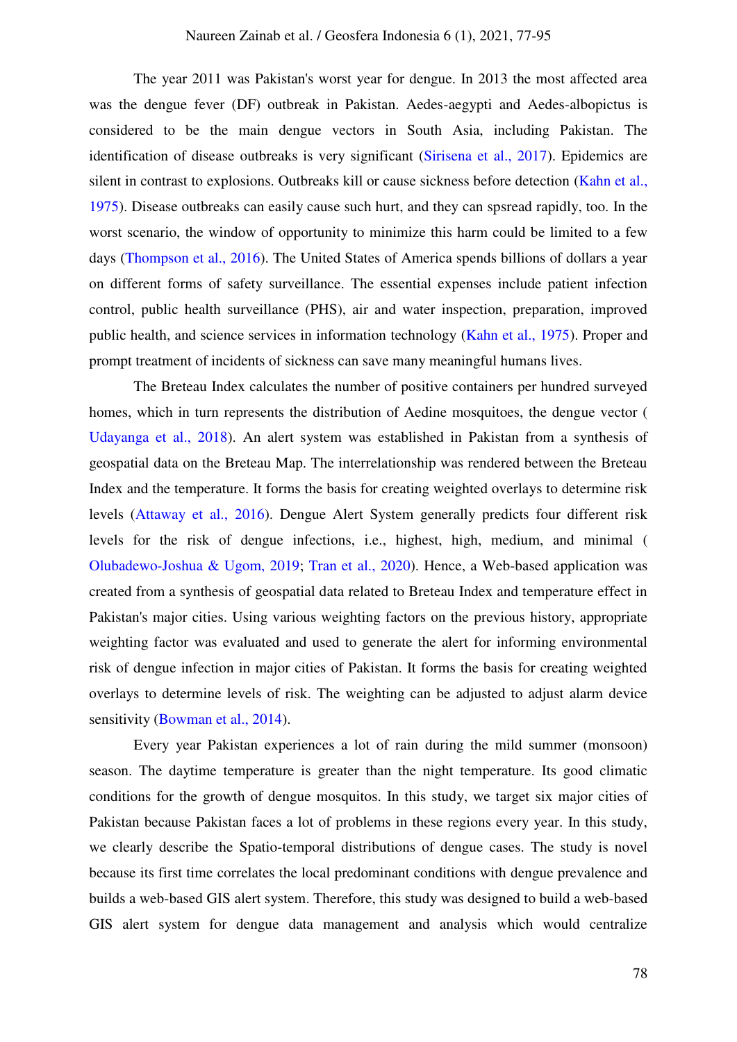The year 2011 was Pakistan's worst year for dengue. In 2013 the most affected area was the dengue fever (DF) outbreak in Pakistan. Aedes-aegypti and Aedes-albopictus is considered to be the main dengue vectors in South Asia, including Pakistan. The identification of disease outbreaks is very significant (Sirisena et al., 2017). Epidemics are silent in contrast to explosions. Outbreaks kill or cause sickness before detection (Kahn et al., 1975). Disease outbreaks can easily cause such hurt, and they can spsread rapidly, too. In the worst scenario, the window of opportunity to minimize this harm could be limited to a few days (Thompson et al., 2016). The United States of America spends billions of dollars a year on different forms of safety surveillance. The essential expenses include patient infection control, public health surveillance (PHS), air and water inspection, preparation, improved public health, and science services in information technology (Kahn et al., 1975). Proper and prompt treatment of incidents of sickness can save many meaningful humans lives.

The Breteau Index calculates the number of positive containers per hundred surveyed homes, which in turn represents the distribution of Aedine mosquitoes, the dengue vector (Udayanga et al., 2018). An alert system was established in Pakistan from a synthesis of geospatial data on the Breteau Map. The interrelationship was rendered between the Breteau Index and the temperature. It forms the basis for creating weighted overlays to determine risk levels (Attaway et al., 2016). Dengue Alert System generally predicts four different risk levels for the risk of dengue infections, i.e., highest, high, medium, and minimal (Olubadewo-Joshua & Ugom, 2019; Tran et al., 2020). Hence, a Web-based application was created from a synthesis of geospatial data related to Breteau Index and temperature effect in Pakistan's major cities. Using various weighting factors on the previous history, appropriate weighting factor was evaluated and used to generate the alert for informing environmental risk of dengue infection in major cities of Pakistan. It forms the basis for creating weighted overlays to determine levels of risk. The weighting can be adjusted to adjust alarm device sensitivity (Bowman et al., 2014).

Every year Pakistan experiences a lot of rain during the mild summer (monsoon) season. The daytime temperature is greater than the night temperature. Its good climatic conditions for the growth of dengue mosquitos. In this study, we target six major cities of Pakistan because Pakistan faces a lot of problems in these regions every year. In this study, we clearly describe the Spatio-temporal distributions of dengue cases. The study is novel because its first time correlates the local predominant conditions with dengue prevalence and builds a web-based GIS alert system. Therefore, this study was designed to build a web-based GIS alert system for dengue data management and analysis which would centralize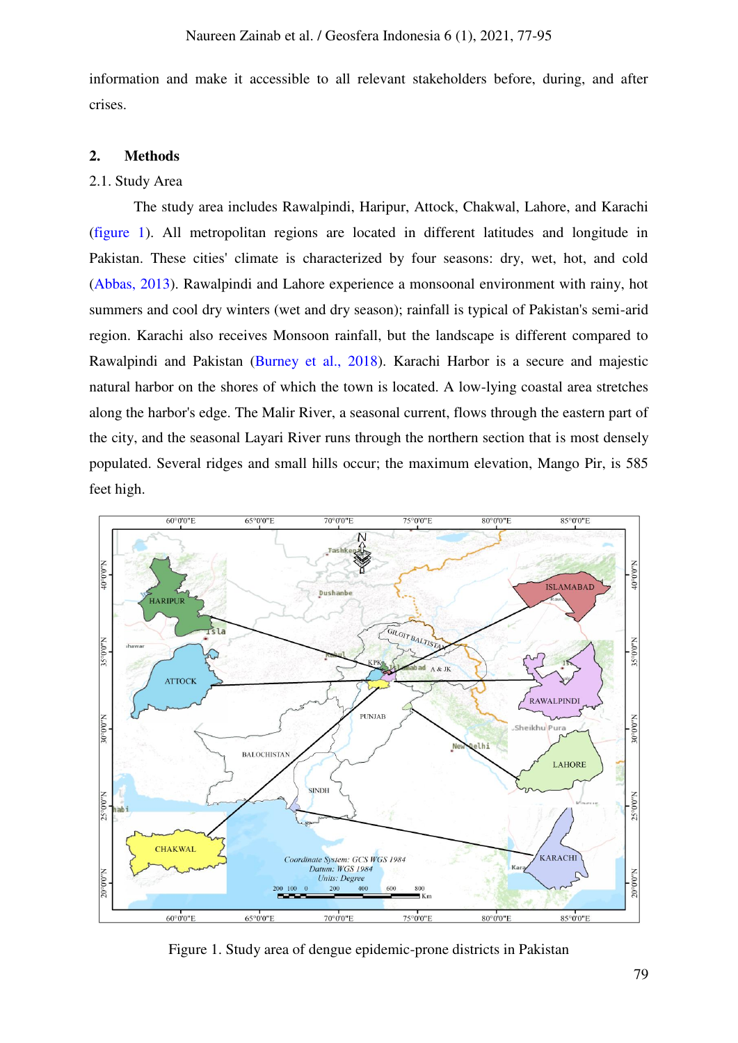information and make it accessible to all relevant stakeholders before, during, and after crises.

## 2. Methods

### 2.1. Study Area

The study area includes Rawalpindi, Haripur, Attock, Chakwal, Lahore, and Karachi (figure 1). All metropolitan regions are located in different latitudes and longitude in Pakistan. These cities' climate is characterized by four seasons: dry, wet, hot, and cold (Abbas, 2013). Rawalpindi and Lahore experience a monsoonal environment with rainy, hot summers and cool dry winters (wet and dry season); rainfall is typical of Pakistan's semi-arid region. Karachi also receives Monsoon rainfall, but the landscape is different compared to Rawalpindi and Pakistan (Burney et al., 2018). Karachi Harbor is a secure and majestic natural harbor on the shores of which the town is located. A low-lying coastal area stretches along the harbor's edge. The Malir River, a seasonal current, flows through the eastern part of the city, and the seasonal Layari River runs through the northern section that is most densely populated. Several ridges and small hills occur; the maximum elevation, Mango Pir, is 585 feet high.

Figure 1. Study area of dengue epidemic-prone districts in Pakistan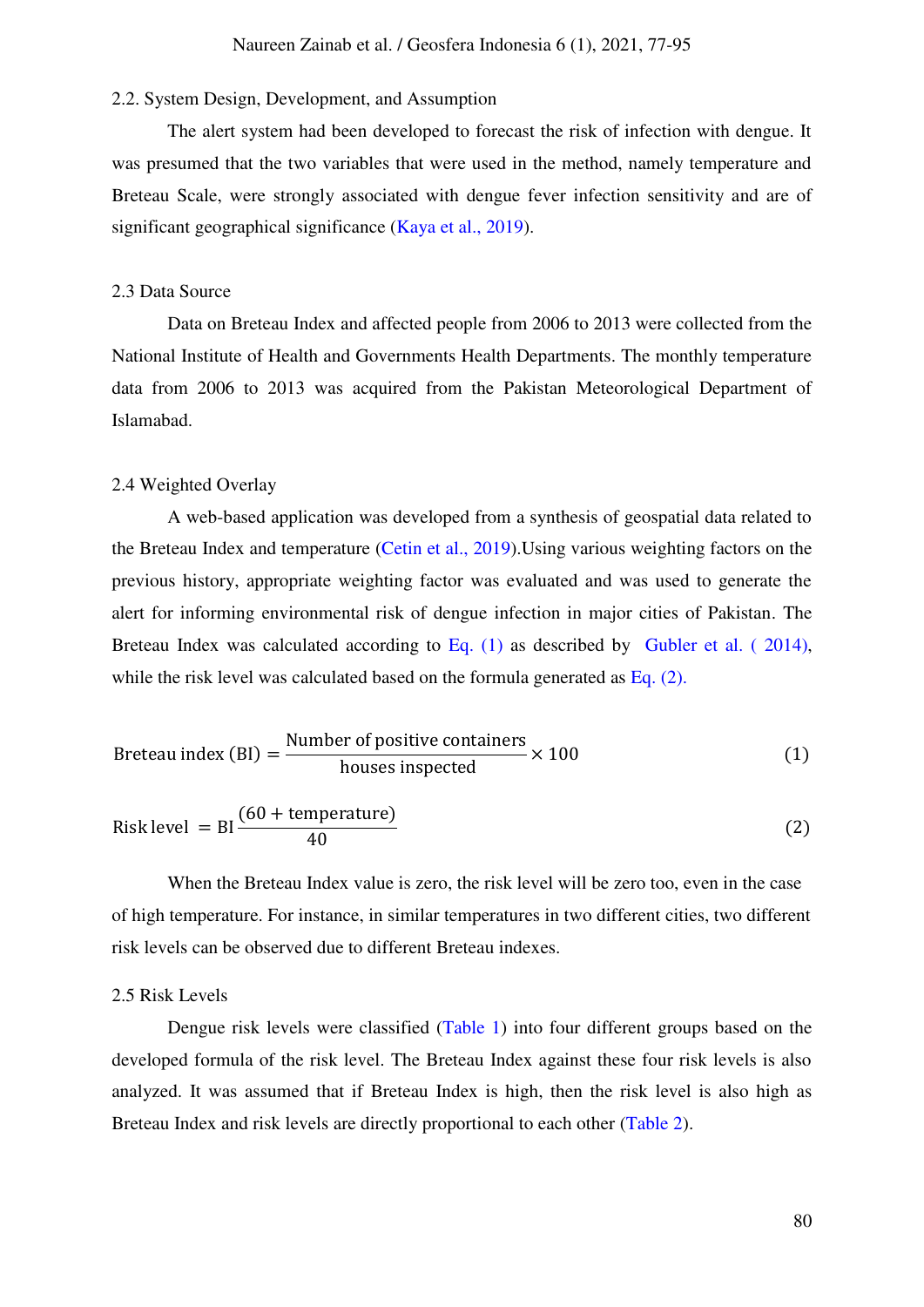## 2.2. System Design, Development, and Assumption

The alert system had been developed to forecast the risk of infection with dengue. It was presumed that the two variables that were used in the method, namely temperature and Breteau Scale, were strongly associated with dengue fever infection sensitivity and are of significant geographical significance (Kaya et al., 2019).

## 2.3 Data Source

Data on Breteau Index and affected people from 2006 to 2013 were collected from the National Institute of Health and Governments Health Departments. The monthly temperature data from 2006 to 2013 was acquired from the Pakistan Meteorological Department of Islamabad.

## 2.4 Weighted Overlay

A web-based application was developed from a synthesis of geospatial data related to the Breteau Index and temperature (Cetin et al., 2019).Using various weighting factors on the previous history, appropriate weighting factor was evaluated and was used to generate the alert for informing environmental risk of dengue infection in major cities of Pakistan. The Breteau Index was calculated according to Eq. (1) as described by Gubler et al. ( 2014), while the risk level was calculated based on the formula generated as Eq. (2).

$$\text{Breteau index (BI)} = \frac{\text{Number of positive containers}}{\text{houses inspected}} \times 100 \tag{1}$$

$$\text{Risk level} = \text{BI}\,\frac{(60 + \text{temperature})}{40} \tag{2}$$

When the Breteau Index value is zero, the risk level will be zero too, even in the case of high temperature. For instance, in similar temperatures in two different cities, two different risk levels can be observed due to different Breteau indexes.

## 2.5 Risk Levels

Dengue risk levels were classified (Table 1) into four different groups based on the developed formula of the risk level. The Breteau Index against these four risk levels is also analyzed. It was assumed that if Breteau Index is high, then the risk level is also high as Breteau Index and risk levels are directly proportional to each other (Table 2).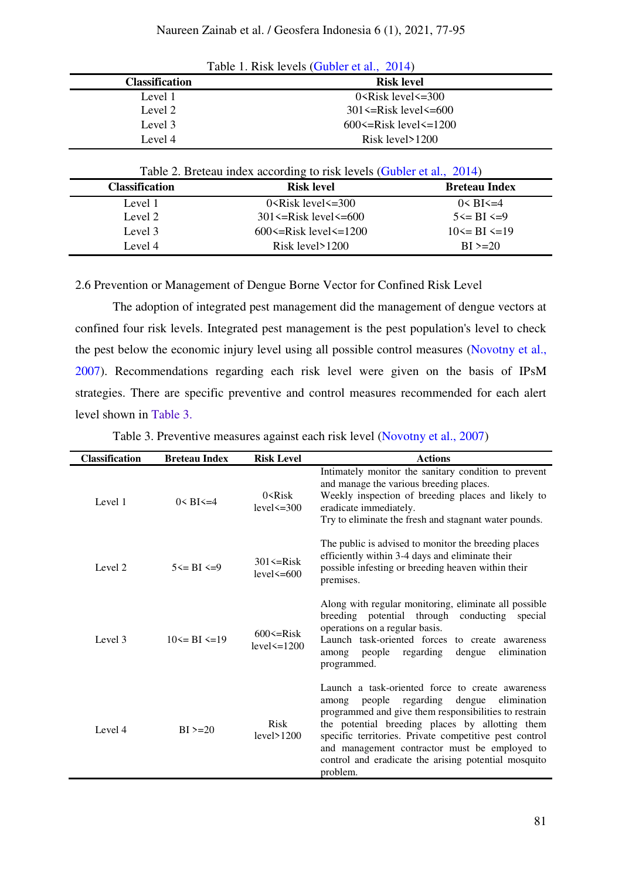Table 1. Risk levels (Gubler et al., 2014)

| Classification | Risk level |
|---|---|
| Level 1 | 0<Risk level<=300 |
| Level 2 | 301<=Risk level<=600 |
| Level 3 | 600<=Risk level<=1200 |
| Level 4 | Risk level>1200 |

Table 2. Breteau index according to risk levels (Gubler et al., 2014)

| Classification | Risk level | Breteau Index |
|---|---|---|
| Level 1 | 0<Risk level<=300 | 0< BI<=4 |
| Level 2 | 301<=Risk level<=600 | 5<= BI <=9 |
| Level 3 | 600<=Risk level<=1200 | 10<= BI <=19 |
| Level 4 | Risk level>1200 | BI >=20 |

2.6 Prevention or Management of Dengue Borne Vector for Confined Risk Level

The adoption of integrated pest management did the management of dengue vectors at confined four risk levels. Integrated pest management is the pest population's level to check the pest below the economic injury level using all possible control measures (Novotny et al., 2007). Recommendations regarding each risk level were given on the basis of IPsM strategies. There are specific preventive and control measures recommended for each alert level shown in Table 3.

Table 3. Preventive measures against each risk level (Novotny et al., 2007)

| Classification | Breteau Index | Risk Level | Actions |
|---|---|---|---|
| Level 1 | 0< BI<=4 | 0<Risk level<=300 | Intimately monitor the sanitary condition to prevent and manage the various breeding places. Weekly inspection of breeding places and likely to eradicate immediately. Try to eliminate the fresh and stagnant water pounds. |
| Level 2 | 5<= BI <=9 | 301<=Risk level<=600 | The public is advised to monitor the breeding places efficiently within 3-4 days and eliminate their possible infesting or breeding heaven within their premises. |
| Level 3 | 10<= BI <=19 | 600<=Risk level<=1200 | Along with regular monitoring, eliminate all possible breeding potential through conducting special operations on a regular basis. Launch task-oriented forces to create awareness among people regarding dengue elimination programmed. |
| Level 4 | BI >=20 | Risk level>1200 | Launch a task-oriented force to create awareness among people regarding dengue elimination programmed and give them responsibilities to restrain the potential breeding places by allotting them specific territories. Private competitive pest control and management contractor must be employed to control and eradicate the arising potential mosquito problem. |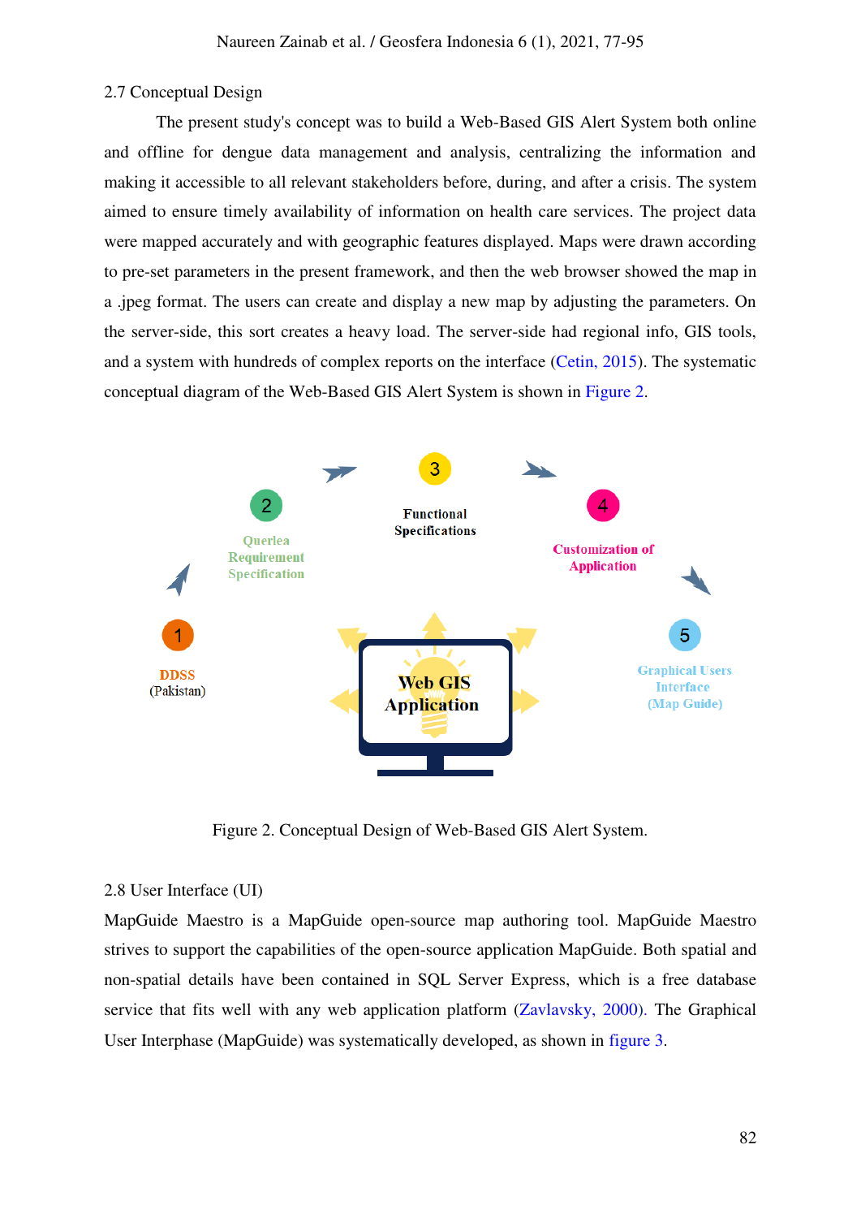## 2.7 Conceptual Design

The present study's concept was to build a Web-Based GIS Alert System both online and offline for dengue data management and analysis, centralizing the information and making it accessible to all relevant stakeholders before, during, and after a crisis. The system aimed to ensure timely availability of information on health care services. The project data were mapped accurately and with geographic features displayed. Maps were drawn according to pre-set parameters in the present framework, and then the web browser showed the map in a .jpeg format. The users can create and display a new map by adjusting the parameters. On the server-side, this sort creates a heavy load. The server-side had regional info, GIS tools, and a system with hundreds of complex reports on the interface (Cetin, 2015). The systematic conceptual diagram of the Web-Based GIS Alert System is shown in Figure 2.

1 DDSS (Pakistan)
2 Querlea Requirement Specification
3 Functional Specifications
4 Customization of Application
5 Graphical Users Interface (Map Guide)

Web GIS Application

Figure 2. Conceptual Design of Web-Based GIS Alert System.

## 2.8 User Interface (UI)

MapGuide Maestro is a MapGuide open-source map authoring tool. MapGuide Maestro strives to support the capabilities of the open-source application MapGuide. Both spatial and non-spatial details have been contained in SQL Server Express, which is a free database service that fits well with any web application platform (Zavlavsky, 2000). The Graphical User Interphase (MapGuide) was systematically developed, as shown in figure 3.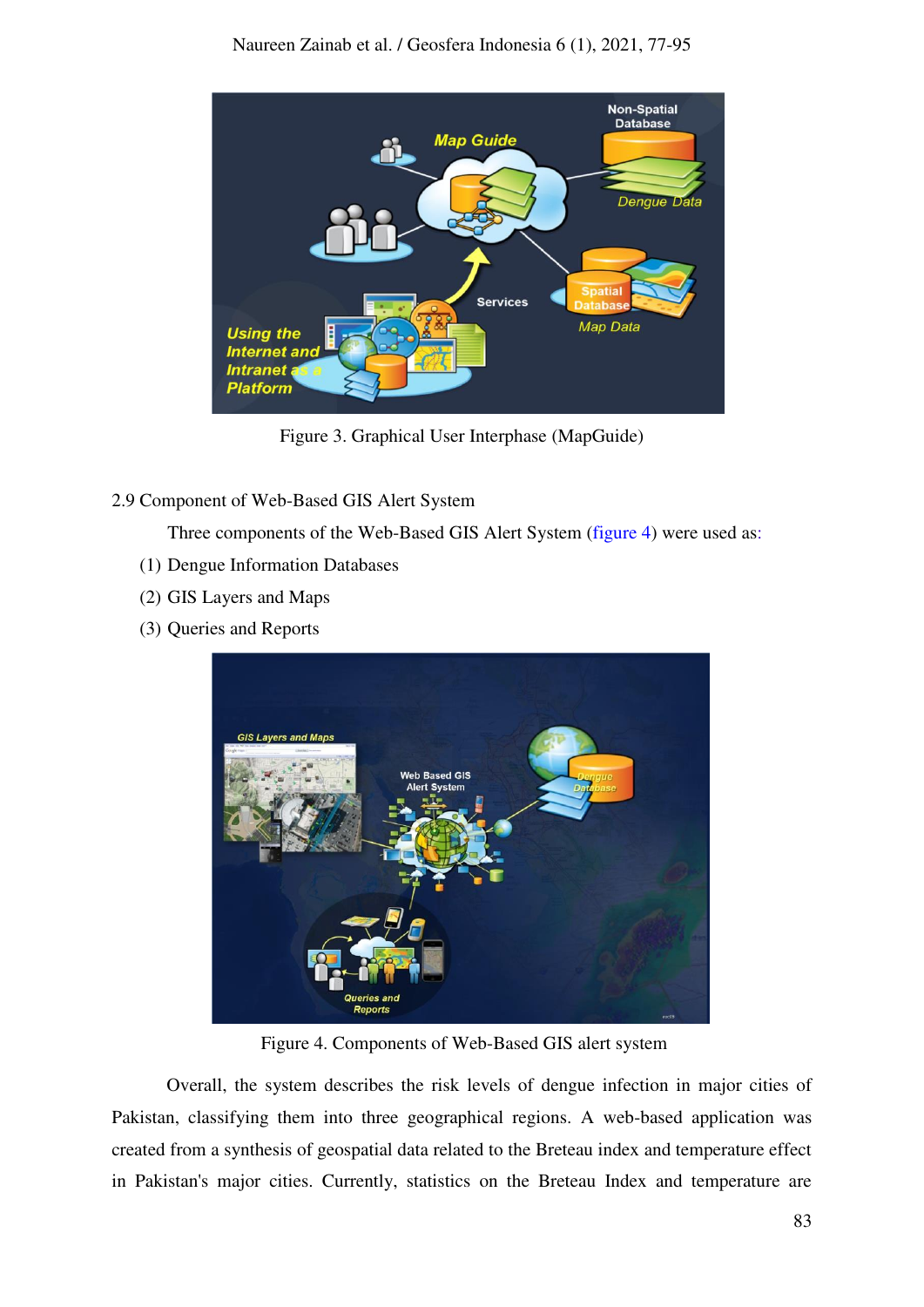Figure 3. Graphical User Interphase (MapGuide)

2.9 Component of Web-Based GIS Alert System

Three components of the Web-Based GIS Alert System (figure 4) were used as:

(1) Dengue Information Databases

(2) GIS Layers and Maps

(3) Queries and Reports

Figure 4. Components of Web-Based GIS alert system

Overall, the system describes the risk levels of dengue infection in major cities of Pakistan, classifying them into three geographical regions. A web-based application was created from a synthesis of geospatial data related to the Breteau index and temperature effect in Pakistan's major cities. Currently, statistics on the Breteau Index and temperature are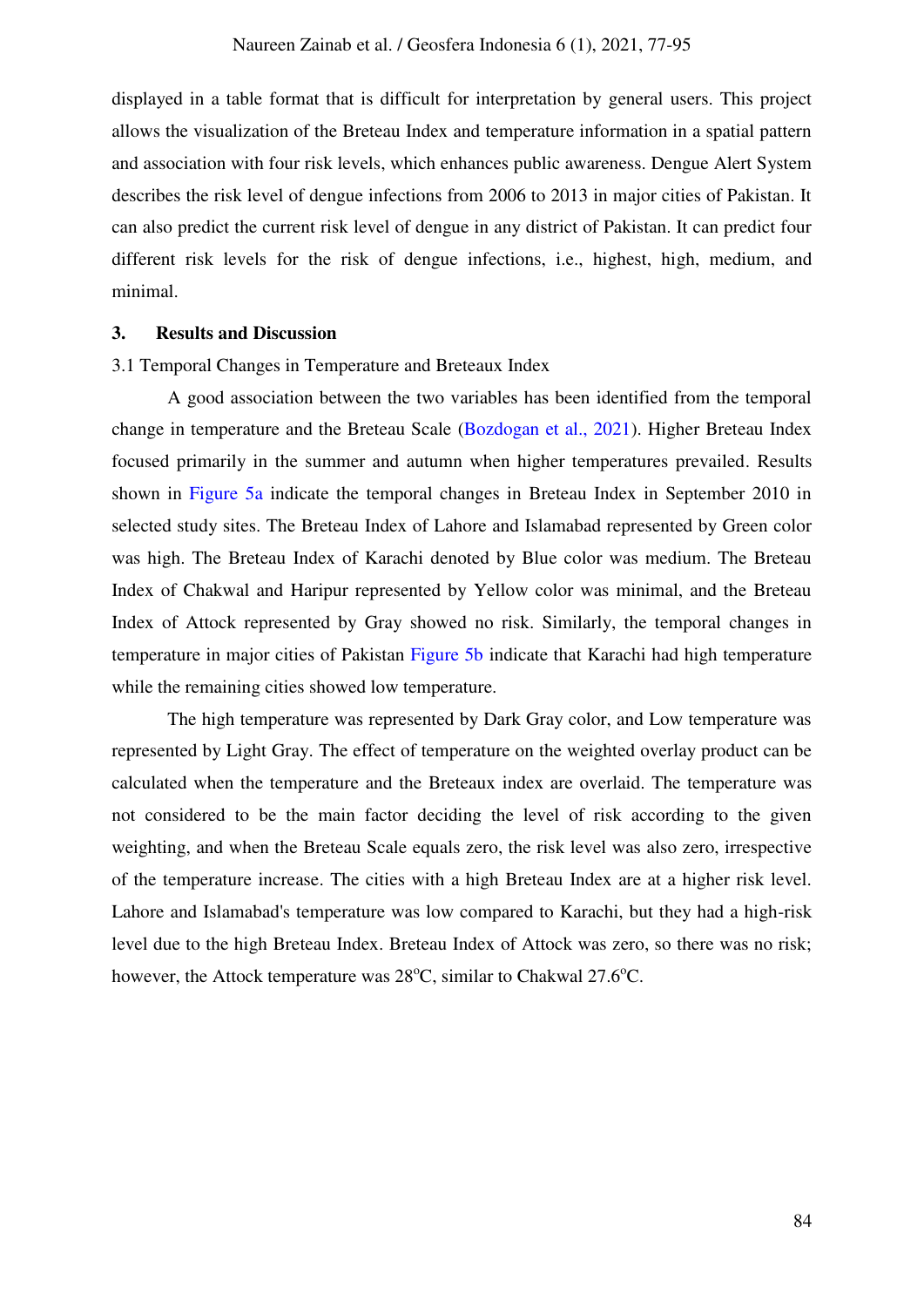displayed in a table format that is difficult for interpretation by general users. This project allows the visualization of the Breteau Index and temperature information in a spatial pattern and association with four risk levels, which enhances public awareness. Dengue Alert System describes the risk level of dengue infections from 2006 to 2013 in major cities of Pakistan. It can also predict the current risk level of dengue in any district of Pakistan. It can predict four different risk levels for the risk of dengue infections, i.e., highest, high, medium, and minimal.

## 3. Results and Discussion

### 3.1 Temporal Changes in Temperature and Breteaux Index

A good association between the two variables has been identified from the temporal change in temperature and the Breteau Scale (Bozdogan et al., 2021). Higher Breteau Index focused primarily in the summer and autumn when higher temperatures prevailed. Results shown in Figure 5a indicate the temporal changes in Breteau Index in September 2010 in selected study sites. The Breteau Index of Lahore and Islamabad represented by Green color was high. The Breteau Index of Karachi denoted by Blue color was medium. The Breteau Index of Chakwal and Haripur represented by Yellow color was minimal, and the Breteau Index of Attock represented by Gray showed no risk. Similarly, the temporal changes in temperature in major cities of Pakistan Figure 5b indicate that Karachi had high temperature while the remaining cities showed low temperature.

The high temperature was represented by Dark Gray color, and Low temperature was represented by Light Gray. The effect of temperature on the weighted overlay product can be calculated when the temperature and the Breteaux index are overlaid. The temperature was not considered to be the main factor deciding the level of risk according to the given weighting, and when the Breteau Scale equals zero, the risk level was also zero, irrespective of the temperature increase. The cities with a high Breteau Index are at a higher risk level. Lahore and Islamabad's temperature was low compared to Karachi, but they had a high-risk level due to the high Breteau Index. Breteau Index of Attock was zero, so there was no risk; however, the Attock temperature was 28$^{o}$C, similar to Chakwal 27.6$^{o}$C.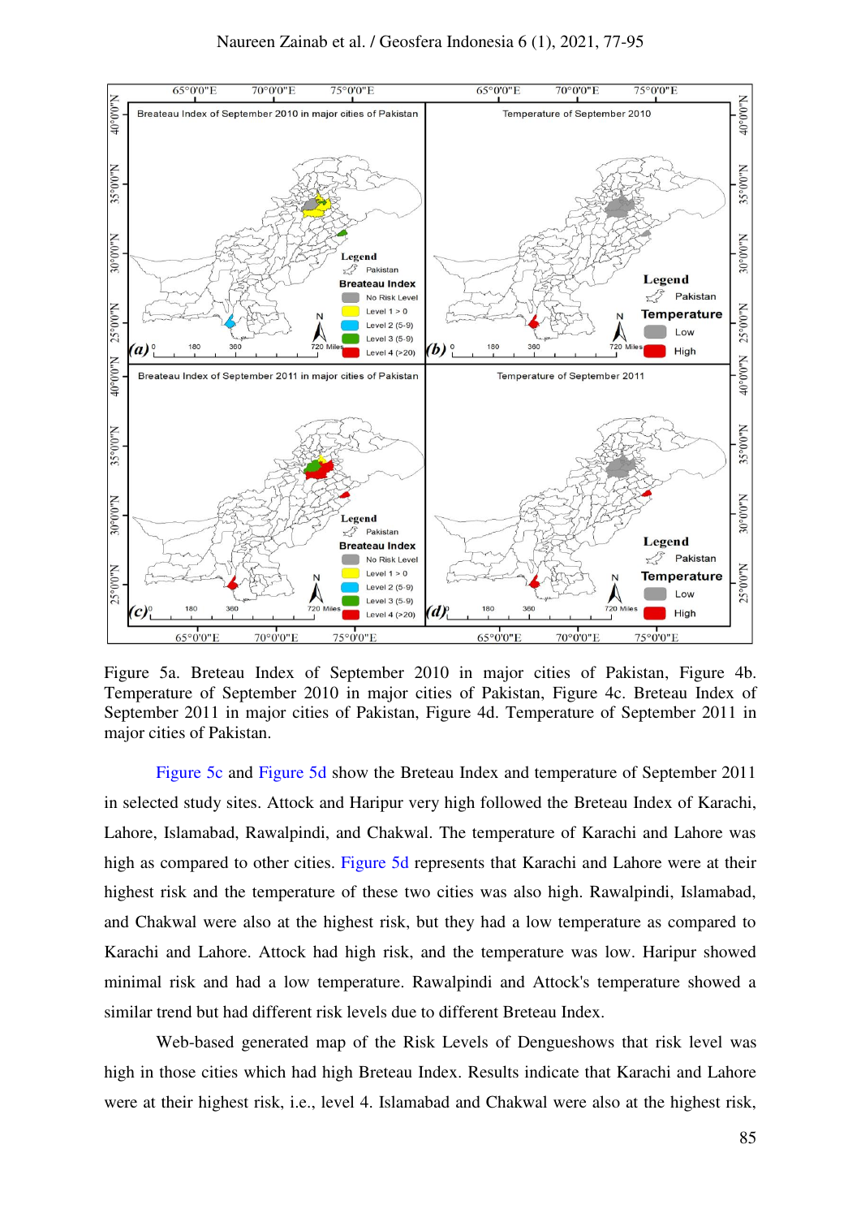Figure 5a. Breteau Index of September 2010 in major cities of Pakistan, Figure 4b. Temperature of September 2010 in major cities of Pakistan, Figure 4c. Breteau Index of September 2011 in major cities of Pakistan, Figure 4d. Temperature of September 2011 in major cities of Pakistan.

Figure 5c and Figure 5d show the Breteau Index and temperature of September 2011 in selected study sites. Attock and Haripur very high followed the Breteau Index of Karachi, Lahore, Islamabad, Rawalpindi, and Chakwal. The temperature of Karachi and Lahore was high as compared to other cities. Figure 5d represents that Karachi and Lahore were at their highest risk and the temperature of these two cities was also high. Rawalpindi, Islamabad, and Chakwal were also at the highest risk, but they had a low temperature as compared to Karachi and Lahore. Attock had high risk, and the temperature was low. Haripur showed minimal risk and had a low temperature. Rawalpindi and Attock's temperature showed a similar trend but had different risk levels due to different Breteau Index.

Web-based generated map of the Risk Levels of Dengueshows that risk level was high in those cities which had high Breteau Index. Results indicate that Karachi and Lahore were at their highest risk, i.e., level 4. Islamabad and Chakwal were also at the highest risk,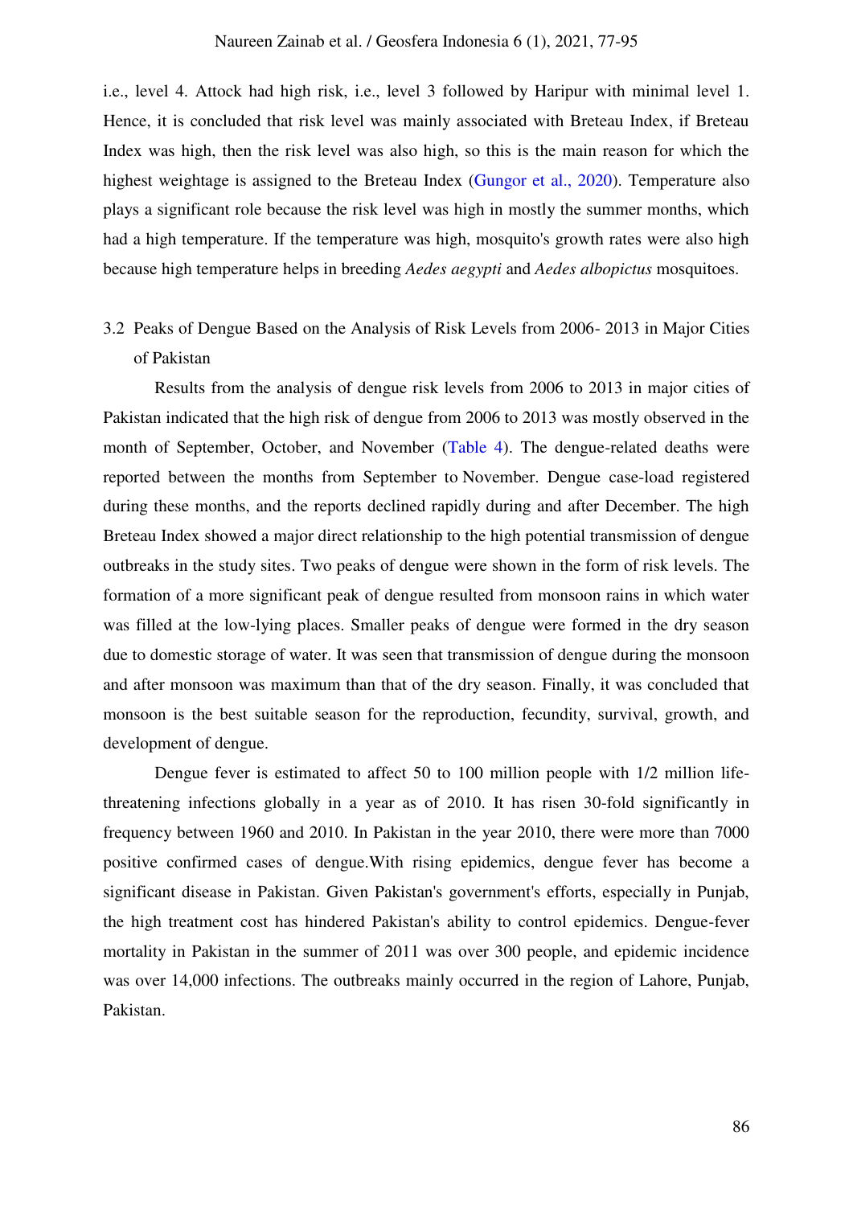i.e., level 4. Attock had high risk, i.e., level 3 followed by Haripur with minimal level 1. Hence, it is concluded that risk level was mainly associated with Breteau Index, if Breteau Index was high, then the risk level was also high, so this is the main reason for which the highest weightage is assigned to the Breteau Index (Gungor et al., 2020). Temperature also plays a significant role because the risk level was high in mostly the summer months, which had a high temperature. If the temperature was high, mosquito's growth rates were also high because high temperature helps in breeding *Aedes aegypti* and *Aedes albopictus* mosquitoes.

### 3.2 Peaks of Dengue Based on the Analysis of Risk Levels from 2006- 2013 in Major Cities of Pakistan

Results from the analysis of dengue risk levels from 2006 to 2013 in major cities of Pakistan indicated that the high risk of dengue from 2006 to 2013 was mostly observed in the month of September, October, and November (Table 4). The dengue-related deaths were reported between the months from September to November. Dengue case-load registered during these months, and the reports declined rapidly during and after December. The high Breteau Index showed a major direct relationship to the high potential transmission of dengue outbreaks in the study sites. Two peaks of dengue were shown in the form of risk levels. The formation of a more significant peak of dengue resulted from monsoon rains in which water was filled at the low-lying places. Smaller peaks of dengue were formed in the dry season due to domestic storage of water. It was seen that transmission of dengue during the monsoon and after monsoon was maximum than that of the dry season. Finally, it was concluded that monsoon is the best suitable season for the reproduction, fecundity, survival, growth, and development of dengue.

Dengue fever is estimated to affect 50 to 100 million people with 1/2 million life-threatening infections globally in a year as of 2010. It has risen 30-fold significantly in frequency between 1960 and 2010. In Pakistan in the year 2010, there were more than 7000 positive confirmed cases of dengue.With rising epidemics, dengue fever has become a significant disease in Pakistan. Given Pakistan's government's efforts, especially in Punjab, the high treatment cost has hindered Pakistan's ability to control epidemics. Dengue-fever mortality in Pakistan in the summer of 2011 was over 300 people, and epidemic incidence was over 14,000 infections. The outbreaks mainly occurred in the region of Lahore, Punjab, Pakistan.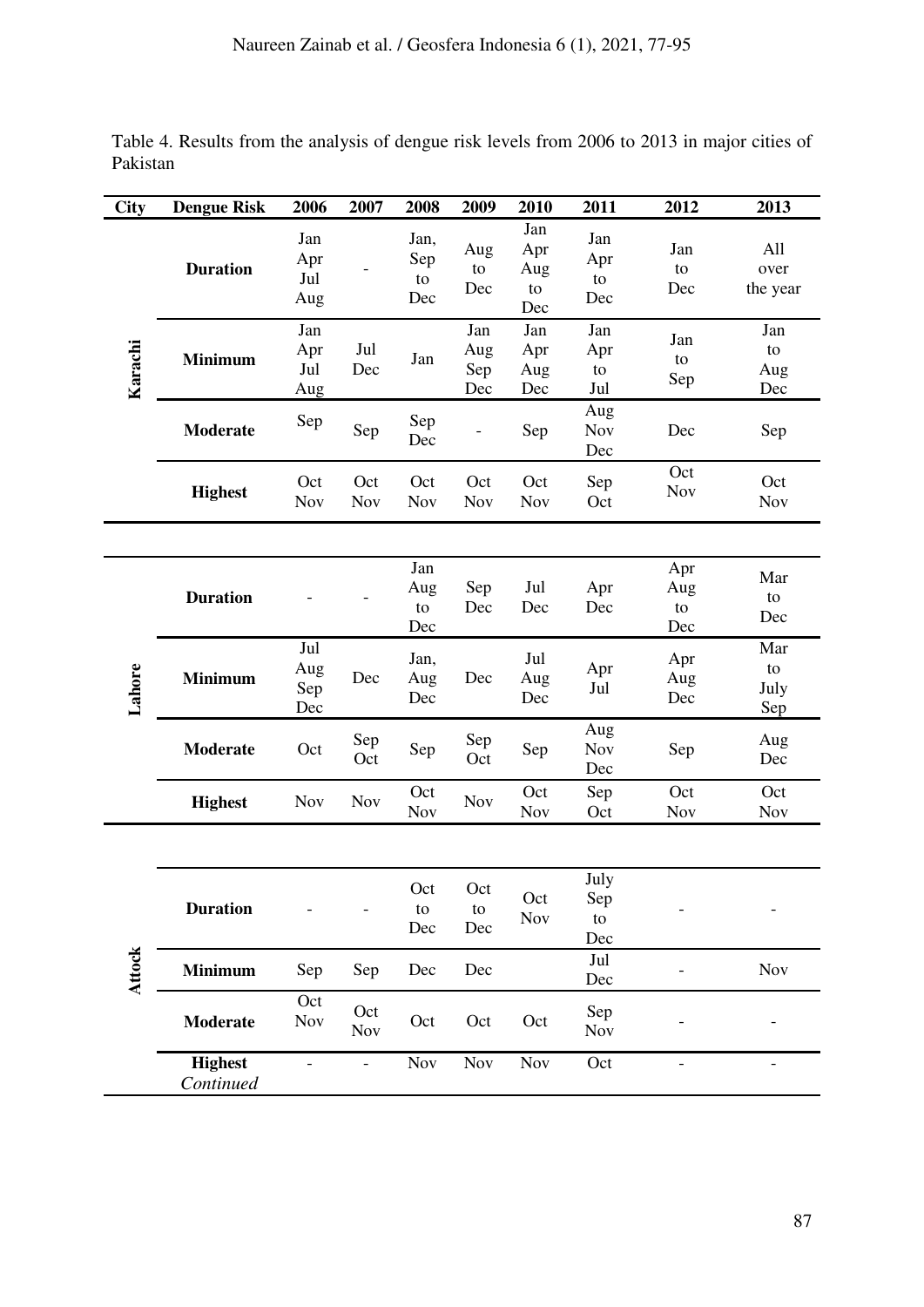Table 4. Results from the analysis of dengue risk levels from 2006 to 2013 in major cities of Pakistan

| City | Dengue Risk | 2006 | 2007 | 2008 | 2009 | 2010 | 2011 | 2012 | 2013 |
|---|---|---|---|---|---|---|---|---|---|
| Karachi | Duration | Jan Apr Jul Aug | - | Jan, Sep to Dec | Aug to Dec | Jan Apr Aug to Dec | Jan Apr to Dec | Jan to Dec | All over the year |
| | Minimum | Jan Apr Jul Aug | Jul Dec | Jan | Jan Aug Sep Dec | Jan Apr Aug Dec | Jan Apr to Jul | Jan to Sep | Jan to Aug Dec |
| | Moderate | Sep | Sep | Sep Dec | - | Sep | Aug Nov Dec | Dec | Sep |
| | Highest | Oct Nov | Oct Nov | Oct Nov | Oct Nov | Oct Nov | Sep Oct | Oct Nov | Oct Nov |
| Lahore | Duration | - | - | Jan Aug to Dec | Sep Dec | Jul Dec | Apr Dec | Apr Aug to Dec | Mar to Dec |
| | Minimum | Jul Aug Sep Dec | Dec | Jan, Aug Dec | Dec | Jul Aug Dec | Apr Jul | Apr Aug Dec | Mar to July Sep |
| | Moderate | Oct | Sep Oct | Sep | Sep Oct | Sep | Aug Nov Dec | Sep | Aug Dec |
| | Highest | Nov | Nov | Oct Nov | Nov | Oct Nov | Sep Oct | Oct Nov | Oct Nov |
| Attock | Duration | - | - | Oct to Dec | Oct to Dec | Oct Nov | July Sep to Dec | - | - |
| | Minimum | Sep | Sep | Dec | Dec | | Jul Dec | - | Nov |
| | Moderate | Oct Nov | Oct Nov | Oct | Oct | Oct | Sep Nov | - | - |
| | Highest | - | - | Nov | Nov | Nov | Oct | - | - |

*Continued*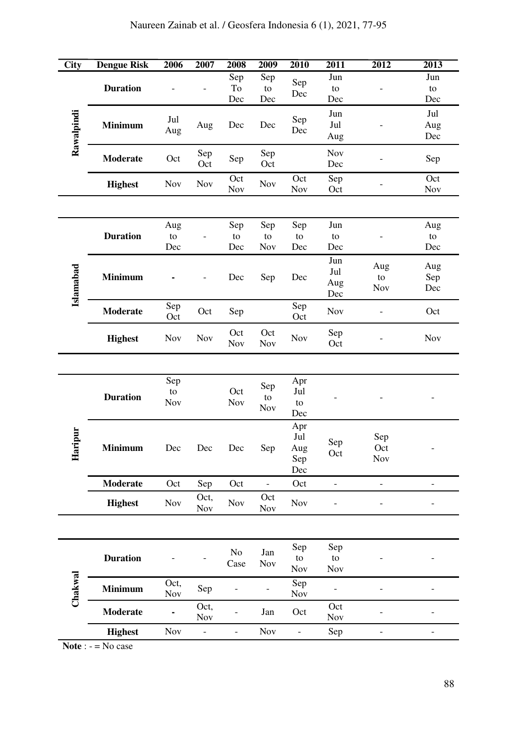| City | Dengue Risk | 2006 | 2007 | 2008 | 2009 | 2010 | 2011 | 2012 | 2013 |
|---|---|---|---|---|---|---|---|---|---|
| Rawalpindi | Duration | - | - | Sep To Dec | Sep to Dec | Sep Dec | Jun to Dec | - | Jun to Dec |
| | Minimum | Jul Aug | Aug | Dec | Dec | Sep Dec | Jun Jul Aug | - | Jul Aug Dec |
| | Moderate | Oct | Sep Oct | Sep | Sep Oct | | Nov Dec | - | Sep |
| | Highest | Nov | Nov | Oct Nov | Nov | Oct Nov | Sep Oct | - | Oct Nov |
| Islamabad | Duration | Aug to Dec | - | Sep to Dec | Sep to Nov | Sep to Dec | Jun to Dec | - | Aug to Dec |
| | Minimum | - | - | Dec | Sep | Dec | Jun Jul Aug Dec | Aug to Nov | Aug Sep Dec |
| | Moderate | Sep Oct | Oct | Sep | | Sep Oct | Nov | - | Oct |
| | Highest | Nov | Nov | Oct Nov | Oct Nov | Nov | Sep Oct | - | Nov |
| Haripur | Duration | Sep to Nov | | Oct Nov | Sep to Nov | Apr Jul to Dec | - | - | - |
| | Minimum | Dec | Dec | Dec | Sep | Apr Jul Aug Sep Dec | Sep Oct | Sep Oct Nov | - |
| | Moderate | Oct | Sep | Oct | - | Oct | - | - | - |
| | Highest | Nov | Oct, Nov | Nov | Oct Nov | Nov | - | - | - |
| Chakwal | Duration | - | - | No Case | Jan Nov | Sep to Nov | Sep to Nov | - | - |
| | Minimum | Oct, Nov | Sep | - | - | Sep Nov | - | - | - |
| | Moderate | - | Oct, Nov | - | Jan | Oct | Oct Nov | - | - |
| | Highest | Nov | - | - | Nov | - | Sep | - | - |

**Note** : - = No case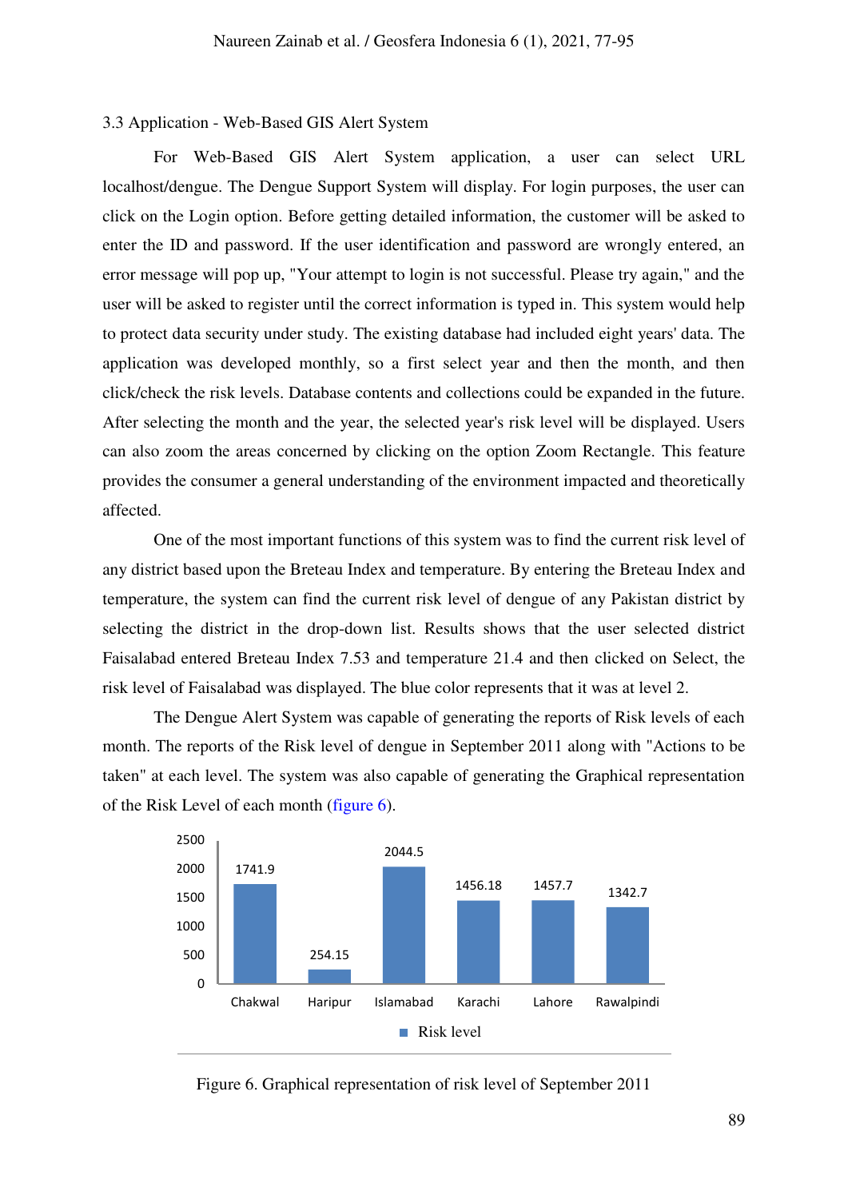### 3.3 Application - Web-Based GIS Alert System

For Web-Based GIS Alert System application, a user can select URL localhost/dengue. The Dengue Support System will display. For login purposes, the user can click on the Login option. Before getting detailed information, the customer will be asked to enter the ID and password. If the user identification and password are wrongly entered, an error message will pop up, "Your attempt to login is not successful. Please try again," and the user will be asked to register until the correct information is typed in. This system would help to protect data security under study. The existing database had included eight years' data. The application was developed monthly, so a first select year and then the month, and then click/check the risk levels. Database contents and collections could be expanded in the future. After selecting the month and the year, the selected year's risk level will be displayed. Users can also zoom the areas concerned by clicking on the option Zoom Rectangle. This feature provides the consumer a general understanding of the environment impacted and theoretically affected.

One of the most important functions of this system was to find the current risk level of any district based upon the Breteau Index and temperature. By entering the Breteau Index and temperature, the system can find the current risk level of dengue of any Pakistan district by selecting the district in the drop-down list. Results shows that the user selected district Faisalabad entered Breteau Index 7.53 and temperature 21.4 and then clicked on Select, the risk level of Faisalabad was displayed. The blue color represents that it was at level 2.

The Dengue Alert System was capable of generating the reports of Risk levels of each month. The reports of the Risk level of dengue in September 2011 along with "Actions to be taken" at each level. The system was also capable of generating the Graphical representation of the Risk Level of each month (figure 6).

| District | Risk level |
|---|---|
| Chakwal | 1741.9 |
| Haripur | 254.15 |
| Islamabad | 2044.5 |
| Karachi | 1456.18 |
| Lahore | 1457.7 |
| Rawalpindi | 1342.7 |

Figure 6. Graphical representation of risk level of September 2011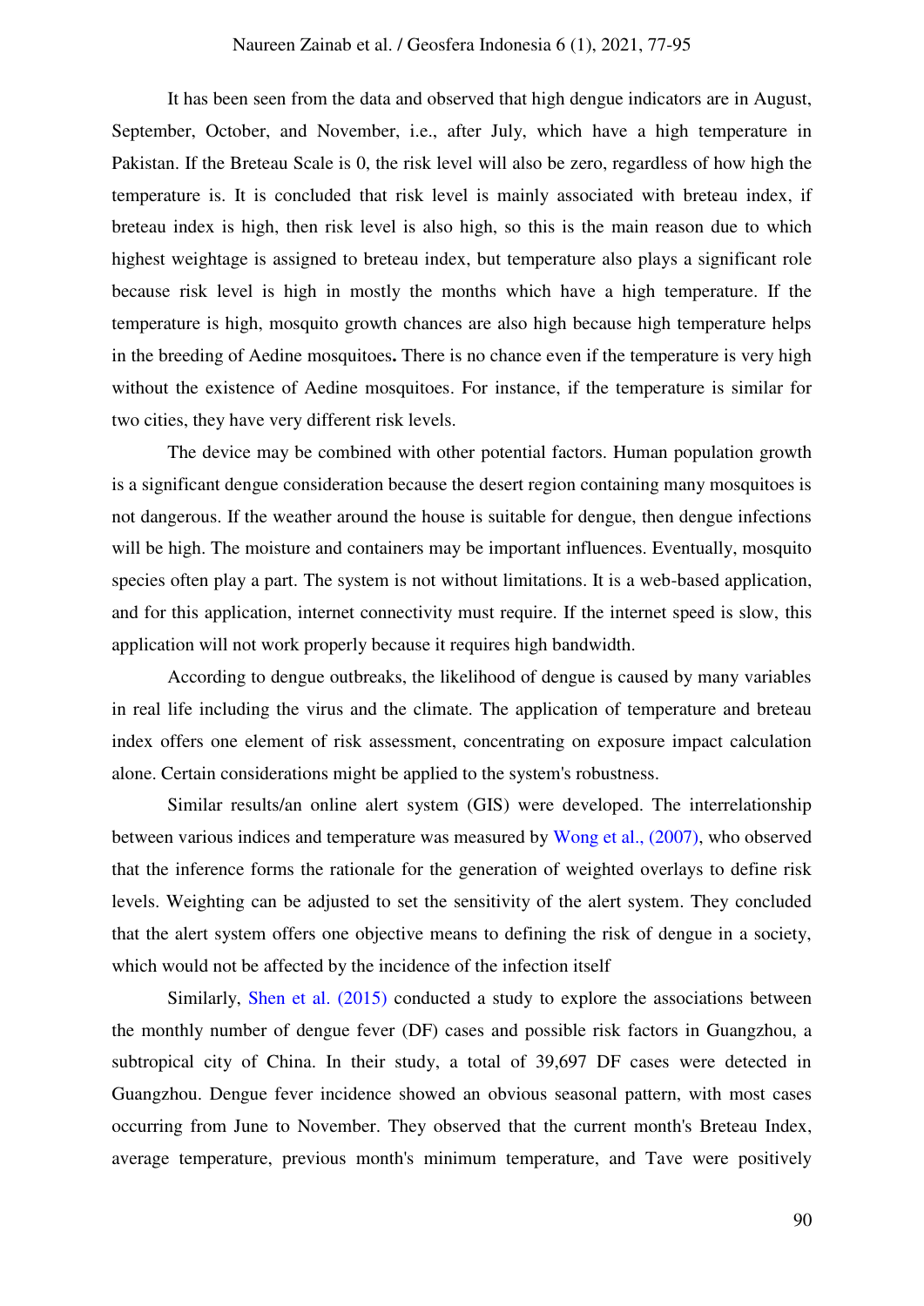It has been seen from the data and observed that high dengue indicators are in August, September, October, and November, i.e., after July, which have a high temperature in Pakistan. If the Breteau Scale is 0, the risk level will also be zero, regardless of how high the temperature is. It is concluded that risk level is mainly associated with breteau index, if breteau index is high, then risk level is also high, so this is the main reason due to which highest weightage is assigned to breteau index, but temperature also plays a significant role because risk level is high in mostly the months which have a high temperature. If the temperature is high, mosquito growth chances are also high because high temperature helps in the breeding of Aedine mosquitoes**.** There is no chance even if the temperature is very high without the existence of Aedine mosquitoes. For instance, if the temperature is similar for two cities, they have very different risk levels.

The device may be combined with other potential factors. Human population growth is a significant dengue consideration because the desert region containing many mosquitoes is not dangerous. If the weather around the house is suitable for dengue, then dengue infections will be high. The moisture and containers may be important influences. Eventually, mosquito species often play a part. The system is not without limitations. It is a web-based application, and for this application, internet connectivity must require. If the internet speed is slow, this application will not work properly because it requires high bandwidth.

According to dengue outbreaks, the likelihood of dengue is caused by many variables in real life including the virus and the climate. The application of temperature and breteau index offers one element of risk assessment, concentrating on exposure impact calculation alone. Certain considerations might be applied to the system's robustness.

Similar results/an online alert system (GIS) were developed. The interrelationship between various indices and temperature was measured by Wong et al., (2007), who observed that the inference forms the rationale for the generation of weighted overlays to define risk levels. Weighting can be adjusted to set the sensitivity of the alert system. They concluded that the alert system offers one objective means to defining the risk of dengue in a society, which would not be affected by the incidence of the infection itself

Similarly, Shen et al. (2015) conducted a study to explore the associations between the monthly number of dengue fever (DF) cases and possible risk factors in Guangzhou, a subtropical city of China. In their study, a total of 39,697 DF cases were detected in Guangzhou. Dengue fever incidence showed an obvious seasonal pattern, with most cases occurring from June to November. They observed that the current month's Breteau Index, average temperature, previous month's minimum temperature, and Tave were positively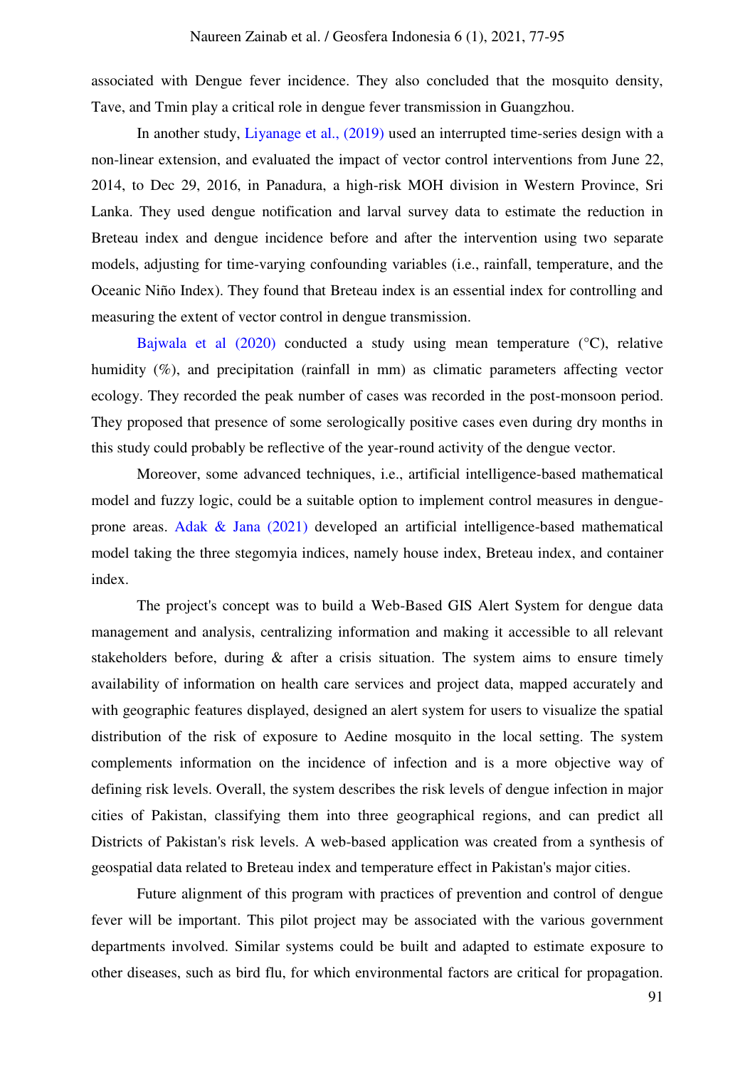associated with Dengue fever incidence. They also concluded that the mosquito density, Tave, and Tmin play a critical role in dengue fever transmission in Guangzhou.

In another study, Liyanage et al., (2019) used an interrupted time-series design with a non-linear extension, and evaluated the impact of vector control interventions from June 22, 2014, to Dec 29, 2016, in Panadura, a high-risk MOH division in Western Province, Sri Lanka. They used dengue notification and larval survey data to estimate the reduction in Breteau index and dengue incidence before and after the intervention using two separate models, adjusting for time-varying confounding variables (i.e., rainfall, temperature, and the Oceanic Niño Index). They found that Breteau index is an essential index for controlling and measuring the extent of vector control in dengue transmission.

Bajwala et al (2020) conducted a study using mean temperature (°C), relative humidity (%), and precipitation (rainfall in mm) as climatic parameters affecting vector ecology. They recorded the peak number of cases was recorded in the post-monsoon period. They proposed that presence of some serologically positive cases even during dry months in this study could probably be reflective of the year-round activity of the dengue vector.

Moreover, some advanced techniques, i.e., artificial intelligence-based mathematical model and fuzzy logic, could be a suitable option to implement control measures in dengue-prone areas. Adak & Jana (2021) developed an artificial intelligence-based mathematical model taking the three stegomyia indices, namely house index, Breteau index, and container index.

The project's concept was to build a Web-Based GIS Alert System for dengue data management and analysis, centralizing information and making it accessible to all relevant stakeholders before, during & after a crisis situation. The system aims to ensure timely availability of information on health care services and project data, mapped accurately and with geographic features displayed, designed an alert system for users to visualize the spatial distribution of the risk of exposure to Aedine mosquito in the local setting. The system complements information on the incidence of infection and is a more objective way of defining risk levels. Overall, the system describes the risk levels of dengue infection in major cities of Pakistan, classifying them into three geographical regions, and can predict all Districts of Pakistan's risk levels. A web-based application was created from a synthesis of geospatial data related to Breteau index and temperature effect in Pakistan's major cities.

Future alignment of this program with practices of prevention and control of dengue fever will be important. This pilot project may be associated with the various government departments involved. Similar systems could be built and adapted to estimate exposure to other diseases, such as bird flu, for which environmental factors are critical for propagation.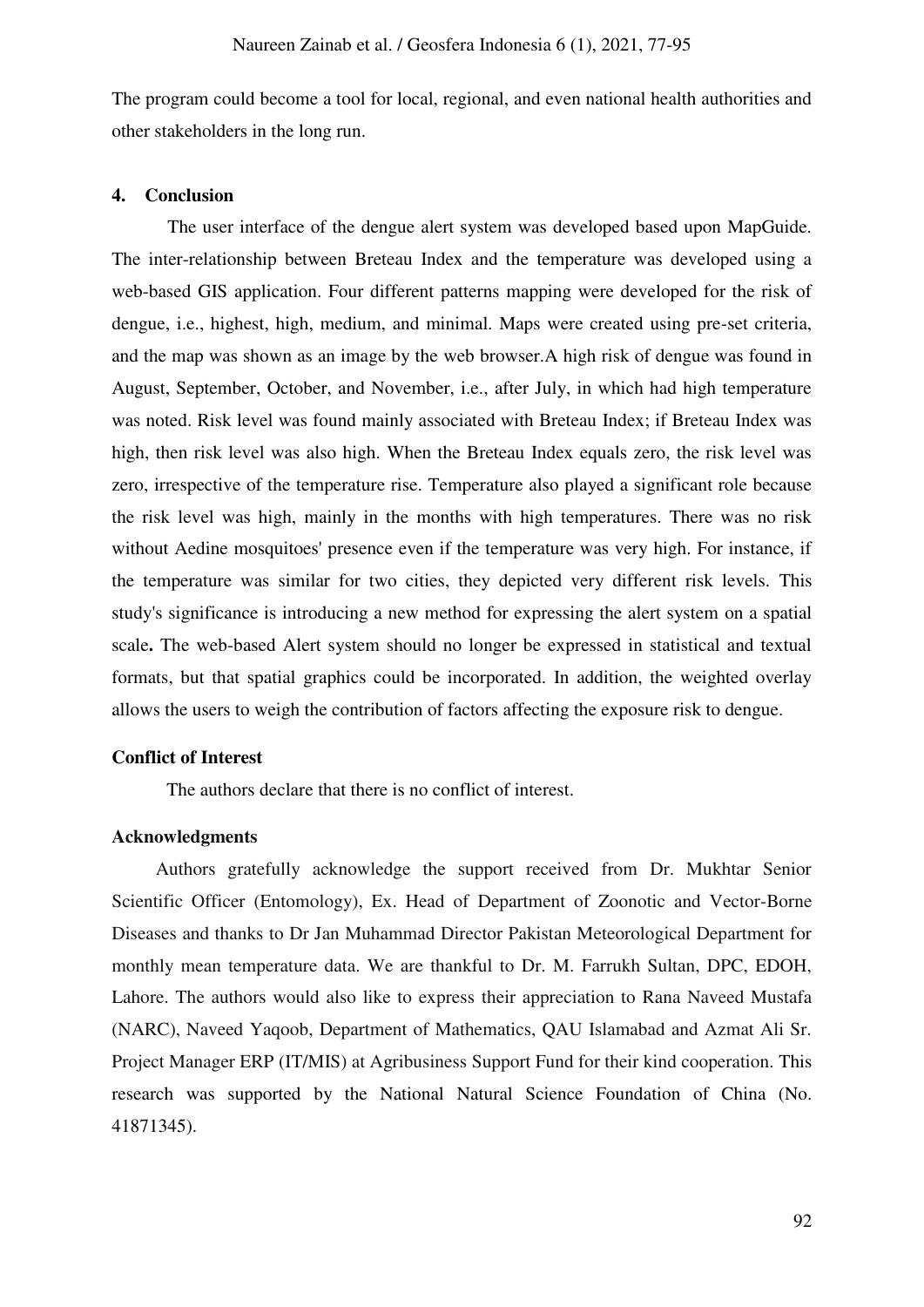The program could become a tool for local, regional, and even national health authorities and other stakeholders in the long run.

## 4. Conclusion

The user interface of the dengue alert system was developed based upon MapGuide. The inter-relationship between Breteau Index and the temperature was developed using a web-based GIS application. Four different patterns mapping were developed for the risk of dengue, i.e., highest, high, medium, and minimal. Maps were created using pre-set criteria, and the map was shown as an image by the web browser.A high risk of dengue was found in August, September, October, and November, i.e., after July, in which had high temperature was noted. Risk level was found mainly associated with Breteau Index; if Breteau Index was high, then risk level was also high. When the Breteau Index equals zero, the risk level was zero, irrespective of the temperature rise. Temperature also played a significant role because the risk level was high, mainly in the months with high temperatures. There was no risk without Aedine mosquitoes' presence even if the temperature was very high. For instance, if the temperature was similar for two cities, they depicted very different risk levels. This study's significance is introducing a new method for expressing the alert system on a spatial scale**.** The web-based Alert system should no longer be expressed in statistical and textual formats, but that spatial graphics could be incorporated. In addition, the weighted overlay allows the users to weigh the contribution of factors affecting the exposure risk to dengue.

## Conflict of Interest

The authors declare that there is no conflict of interest.

## Acknowledgments

Authors gratefully acknowledge the support received from Dr. Mukhtar Senior Scientific Officer (Entomology), Ex. Head of Department of Zoonotic and Vector-Borne Diseases and thanks to Dr Jan Muhammad Director Pakistan Meteorological Department for monthly mean temperature data. We are thankful to Dr. M. Farrukh Sultan, DPC, EDOH, Lahore. The authors would also like to express their appreciation to Rana Naveed Mustafa (NARC), Naveed Yaqoob, Department of Mathematics, QAU Islamabad and Azmat Ali Sr. Project Manager ERP (IT/MIS) at Agribusiness Support Fund for their kind cooperation. This research was supported by the National Natural Science Foundation of China (No. 41871345).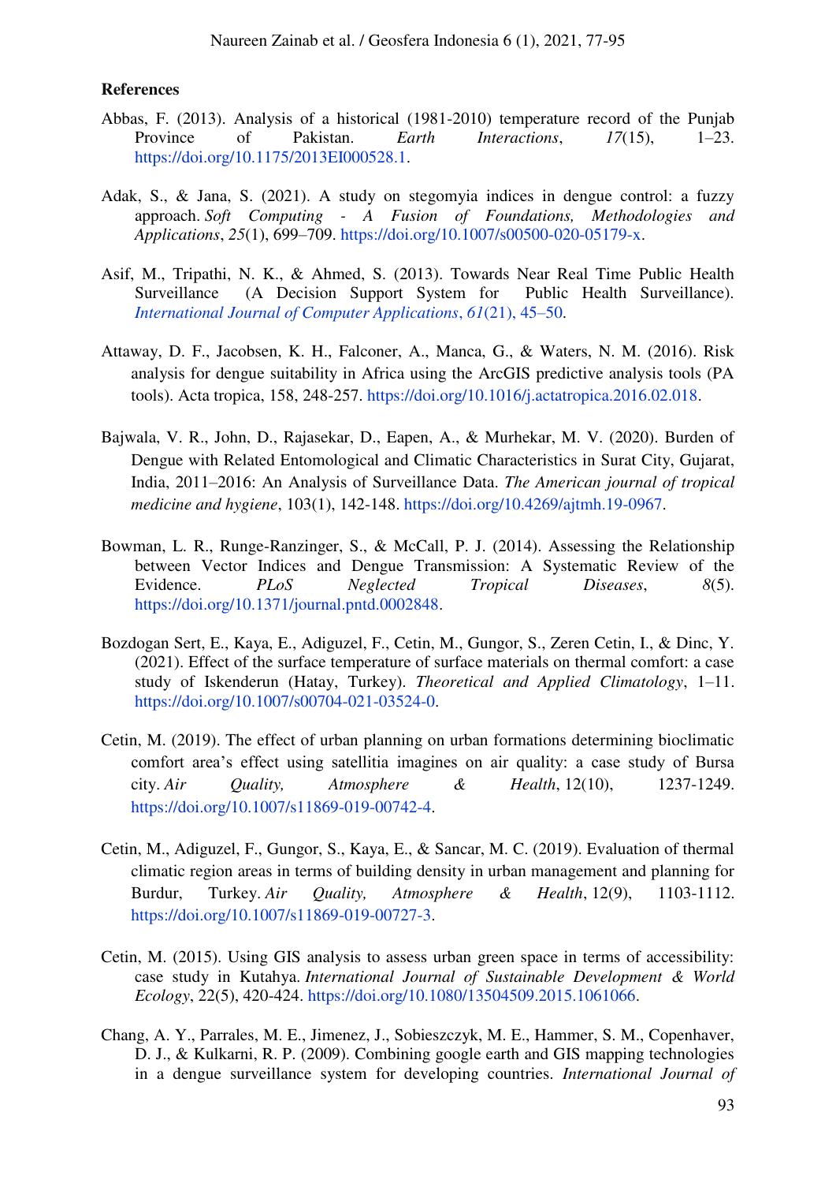**References**

Abbas, F. (2013). Analysis of a historical (1981-2010) temperature record of the Punjab Province of Pakistan. *Earth Interactions*, *17*(15), 1–23. https://doi.org/10.1175/2013EI000528.1.

Adak, S., & Jana, S. (2021). A study on stegomyia indices in dengue control: a fuzzy approach. *Soft Computing - A Fusion of Foundations, Methodologies and Applications*, *25*(1), 699–709. https://doi.org/10.1007/s00500-020-05179-x.

Asif, M., Tripathi, N. K., & Ahmed, S. (2013). Towards Near Real Time Public Health Surveillance (A Decision Support System for Public Health Surveillance). *International Journal of Computer Applications*, *61*(21), 45–50.

Attaway, D. F., Jacobsen, K. H., Falconer, A., Manca, G., & Waters, N. M. (2016). Risk analysis for dengue suitability in Africa using the ArcGIS predictive analysis tools (PA tools). Acta tropica, 158, 248-257. https://doi.org/10.1016/j.actatropica.2016.02.018.

Bajwala, V. R., John, D., Rajasekar, D., Eapen, A., & Murhekar, M. V. (2020). Burden of Dengue with Related Entomological and Climatic Characteristics in Surat City, Gujarat, India, 2011–2016: An Analysis of Surveillance Data. *The American journal of tropical medicine and hygiene*, 103(1), 142-148. https://doi.org/10.4269/ajtmh.19-0967.

Bowman, L. R., Runge-Ranzinger, S., & McCall, P. J. (2014). Assessing the Relationship between Vector Indices and Dengue Transmission: A Systematic Review of the Evidence. *PLoS Neglected Tropical Diseases*, *8*(5). https://doi.org/10.1371/journal.pntd.0002848.

Bozdogan Sert, E., Kaya, E., Adiguzel, F., Cetin, M., Gungor, S., Zeren Cetin, I., & Dinc, Y. (2021). Effect of the surface temperature of surface materials on thermal comfort: a case study of Iskenderun (Hatay, Turkey). *Theoretical and Applied Climatology*, 1–11. https://doi.org/10.1007/s00704-021-03524-0.

Cetin, M. (2019). The effect of urban planning on urban formations determining bioclimatic comfort area's effect using satellitia imagines on air quality: a case study of Bursa city. *Air Quality, Atmosphere & Health*, 12(10), 1237-1249. https://doi.org/10.1007/s11869-019-00742-4.

Cetin, M., Adiguzel, F., Gungor, S., Kaya, E., & Sancar, M. C. (2019). Evaluation of thermal climatic region areas in terms of building density in urban management and planning for Burdur, Turkey. *Air Quality, Atmosphere & Health*, 12(9), 1103-1112. https://doi.org/10.1007/s11869-019-00727-3.

Cetin, M. (2015). Using GIS analysis to assess urban green space in terms of accessibility: case study in Kutahya. *International Journal of Sustainable Development & World Ecology*, 22(5), 420-424. https://doi.org/10.1080/13504509.2015.1061066.

Chang, A. Y., Parrales, M. E., Jimenez, J., Sobieszczyk, M. E., Hammer, S. M., Copenhaver, D. J., & Kulkarni, R. P. (2009). Combining google earth and GIS mapping technologies in a dengue surveillance system for developing countries. *International Journal of*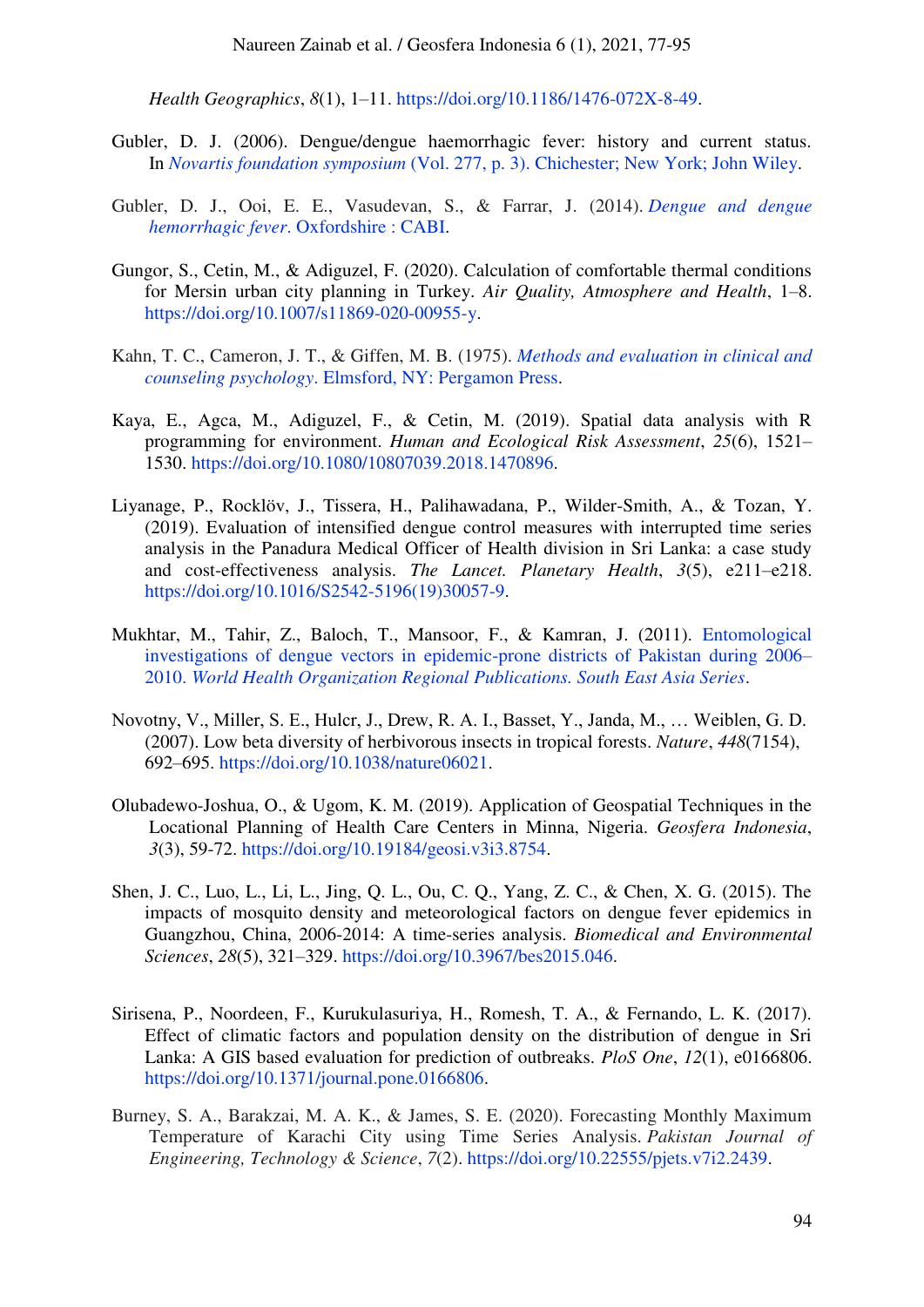*Health Geographics*, *8*(1), 1–11. https://doi.org/10.1186/1476-072X-8-49.

Gubler, D. J. (2006). Dengue/dengue haemorrhagic fever: history and current status. In *Novartis foundation symposium* (Vol. 277, p. 3). Chichester; New York; John Wiley.

Gubler, D. J., Ooi, E. E., Vasudevan, S., & Farrar, J. (2014). *Dengue and dengue hemorrhagic fever*. Oxfordshire : CABI.

Gungor, S., Cetin, M., & Adiguzel, F. (2020). Calculation of comfortable thermal conditions for Mersin urban city planning in Turkey. *Air Quality, Atmosphere and Health*, 1–8. https://doi.org/10.1007/s11869-020-00955-y.

Kahn, T. C., Cameron, J. T., & Giffen, M. B. (1975). *Methods and evaluation in clinical and counseling psychology*. Elmsford, NY: Pergamon Press.

Kaya, E., Agca, M., Adiguzel, F., & Cetin, M. (2019). Spatial data analysis with R programming for environment. *Human and Ecological Risk Assessment*, *25*(6), 1521–1530. https://doi.org/10.1080/10807039.2018.1470896.

Liyanage, P., Rocklöv, J., Tissera, H., Palihawadana, P., Wilder-Smith, A., & Tozan, Y. (2019). Evaluation of intensified dengue control measures with interrupted time series analysis in the Panadura Medical Officer of Health division in Sri Lanka: a case study and cost-effectiveness analysis. *The Lancet. Planetary Health*, *3*(5), e211–e218. https://doi.org/10.1016/S2542-5196(19)30057-9.

Mukhtar, M., Tahir, Z., Baloch, T., Mansoor, F., & Kamran, J. (2011). Entomological investigations of dengue vectors in epidemic-prone districts of Pakistan during 2006–2010. *World Health Organization Regional Publications. South East Asia Series*.

Novotny, V., Miller, S. E., Hulcr, J., Drew, R. A. I., Basset, Y., Janda, M., … Weiblen, G. D. (2007). Low beta diversity of herbivorous insects in tropical forests. *Nature*, *448*(7154), 692–695. https://doi.org/10.1038/nature06021.

Olubadewo-Joshua, O., & Ugom, K. M. (2019). Application of Geospatial Techniques in the Locational Planning of Health Care Centers in Minna, Nigeria. *Geosfera Indonesia*, *3*(3), 59-72. https://doi.org/10.19184/geosi.v3i3.8754.

Shen, J. C., Luo, L., Li, L., Jing, Q. L., Ou, C. Q., Yang, Z. C., & Chen, X. G. (2015). The impacts of mosquito density and meteorological factors on dengue fever epidemics in Guangzhou, China, 2006-2014: A time-series analysis. *Biomedical and Environmental Sciences*, *28*(5), 321–329. https://doi.org/10.3967/bes2015.046.

Sirisena, P., Noordeen, F., Kurukulasuriya, H., Romesh, T. A., & Fernando, L. K. (2017). Effect of climatic factors and population density on the distribution of dengue in Sri Lanka: A GIS based evaluation for prediction of outbreaks. *PloS One*, *12*(1), e0166806. https://doi.org/10.1371/journal.pone.0166806.

Burney, S. A., Barakzai, M. A. K., & James, S. E. (2020). Forecasting Monthly Maximum Temperature of Karachi City using Time Series Analysis. *Pakistan Journal of Engineering, Technology & Science*, *7*(2). https://doi.org/10.22555/pjets.v7i2.2439.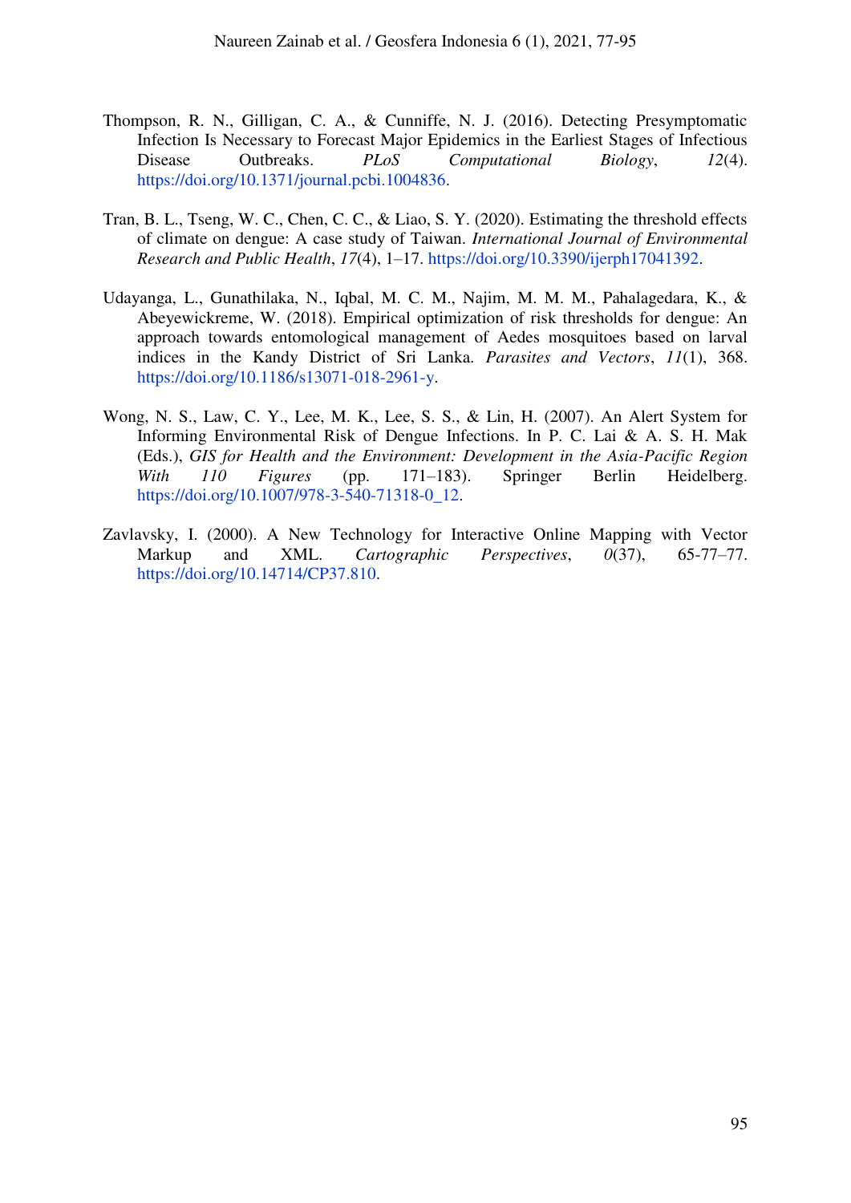Thompson, R. N., Gilligan, C. A., & Cunniffe, N. J. (2016). Detecting Presymptomatic Infection Is Necessary to Forecast Major Epidemics in the Earliest Stages of Infectious Disease Outbreaks. *PLoS Computational Biology*, *12*(4). https://doi.org/10.1371/journal.pcbi.1004836.

Tran, B. L., Tseng, W. C., Chen, C. C., & Liao, S. Y. (2020). Estimating the threshold effects of climate on dengue: A case study of Taiwan. *International Journal of Environmental Research and Public Health*, *17*(4), 1–17. https://doi.org/10.3390/ijerph17041392.

Udayanga, L., Gunathilaka, N., Iqbal, M. C. M., Najim, M. M. M., Pahalagedara, K., & Abeyewickreme, W. (2018). Empirical optimization of risk thresholds for dengue: An approach towards entomological management of Aedes mosquitoes based on larval indices in the Kandy District of Sri Lanka. *Parasites and Vectors*, *11*(1), 368. https://doi.org/10.1186/s13071-018-2961-y.

Wong, N. S., Law, C. Y., Lee, M. K., Lee, S. S., & Lin, H. (2007). An Alert System for Informing Environmental Risk of Dengue Infections. In P. C. Lai & A. S. H. Mak (Eds.), *GIS for Health and the Environment: Development in the Asia-Pacific Region With 110 Figures* (pp. 171–183). Springer Berlin Heidelberg. https://doi.org/10.1007/978-3-540-71318-0_12.

Zavlavsky, I. (2000). A New Technology for Interactive Online Mapping with Vector Markup and XML. *Cartographic Perspectives*, *0*(37), 65-77–77. https://doi.org/10.14714/CP37.810.